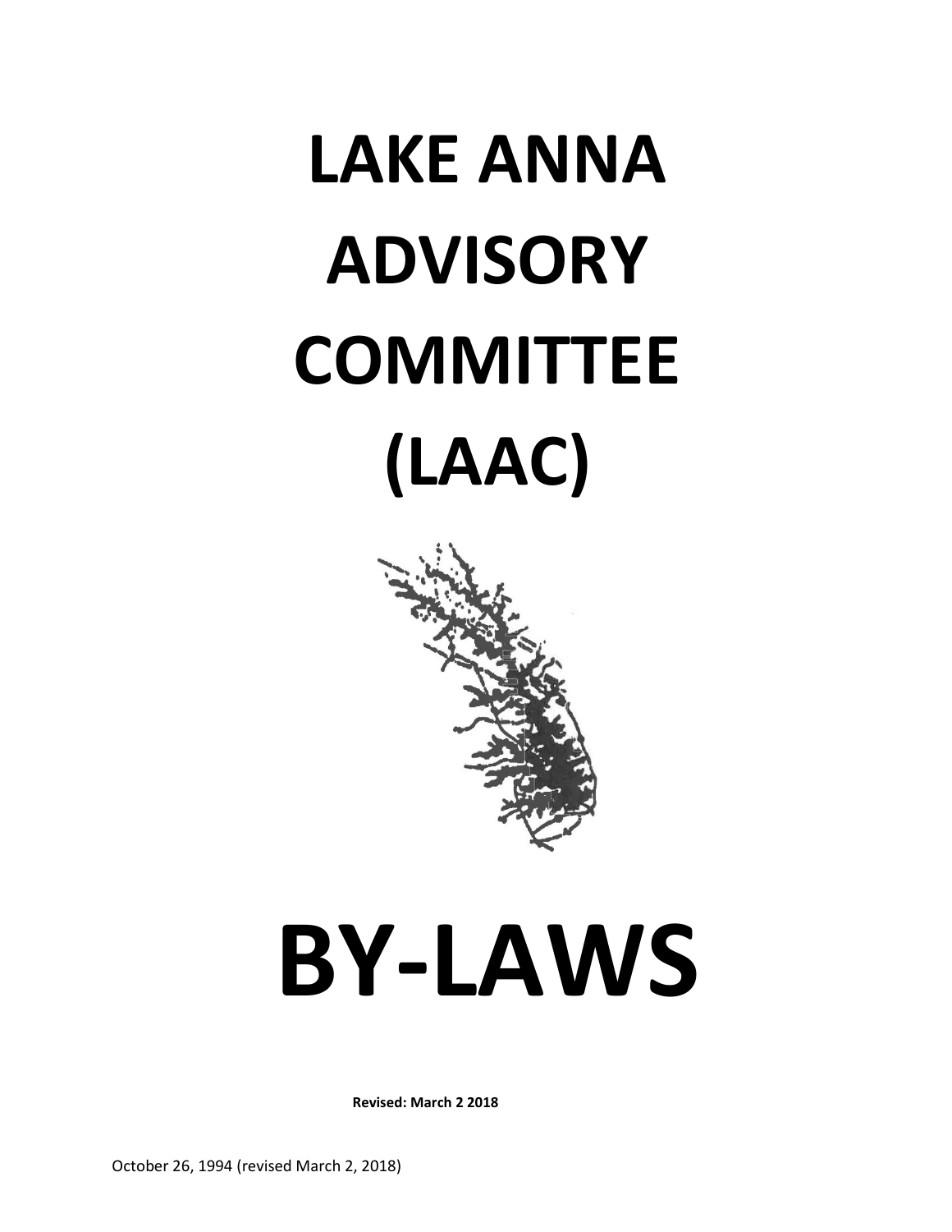# LAKE ANNA ADVISORY COMMITTEE (LAAC)

# BY-LAWS

**Revised: March 2 2018**

October 26, 1994 (revised March 2, 2018)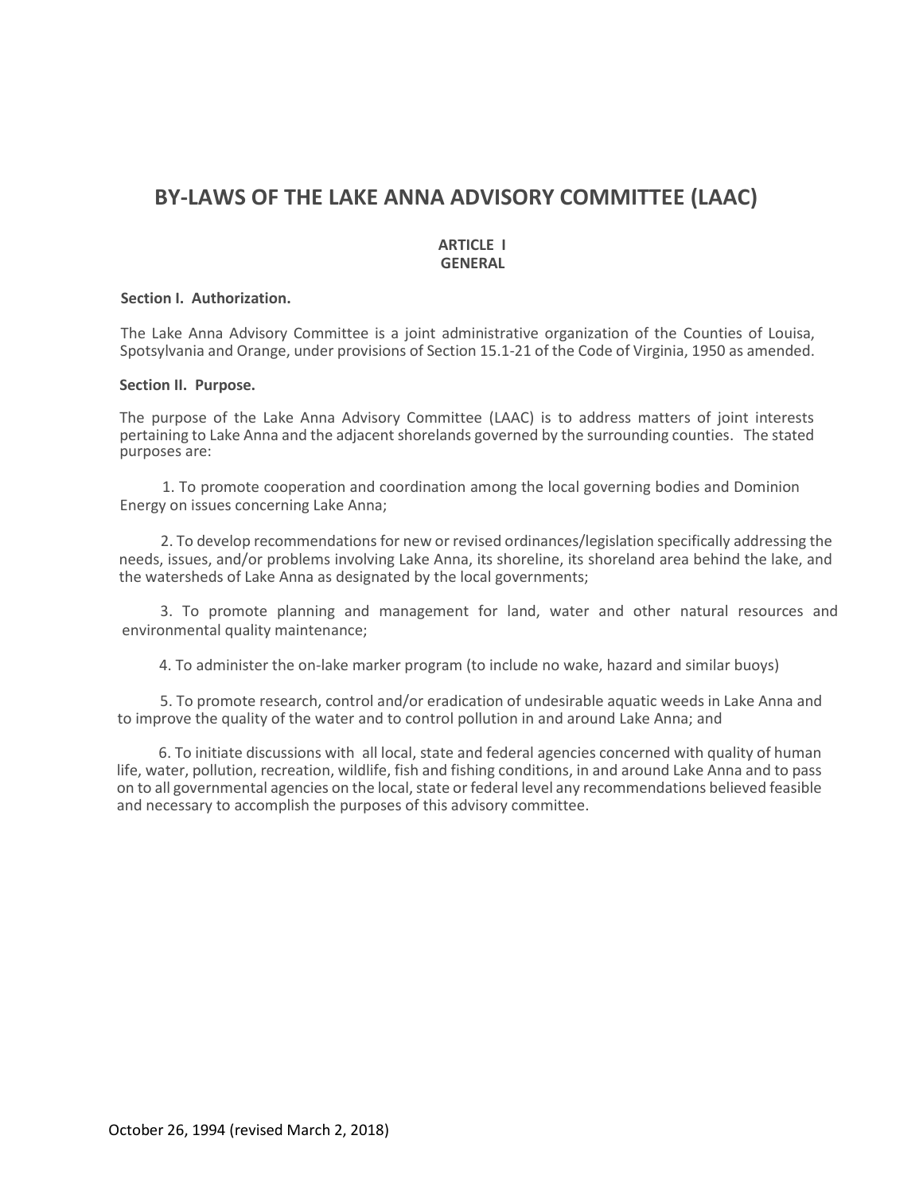# BY-LAWS OF THE LAKE ANNA ADVISORY COMMITTEE (LAAC)

## ARTICLE I
## GENERAL

### Section I. Authorization.

The Lake Anna Advisory Committee is a joint administrative organization of the Counties of Louisa, Spotsylvania and Orange, under provisions of Section 15.1-21 of the Code of Virginia, 1950 as amended.

### Section II. Purpose.

The purpose of the Lake Anna Advisory Committee (LAAC) is to address matters of joint interests pertaining to Lake Anna and the adjacent shorelands governed by the surrounding counties. The stated purposes are:

1. To promote cooperation and coordination among the local governing bodies and Dominion Energy on issues concerning Lake Anna;

2. To develop recommendations for new or revised ordinances/legislation specifically addressing the needs, issues, and/or problems involving Lake Anna, its shoreline, its shoreland area behind the lake, and the watersheds of Lake Anna as designated by the local governments;

3. To promote planning and management for land, water and other natural resources and environmental quality maintenance;

4. To administer the on-lake marker program (to include no wake, hazard and similar buoys)

5. To promote research, control and/or eradication of undesirable aquatic weeds in Lake Anna and to improve the quality of the water and to control pollution in and around Lake Anna; and

6. To initiate discussions with all local, state and federal agencies concerned with quality of human life, water, pollution, recreation, wildlife, fish and fishing conditions, in and around Lake Anna and to pass on to all governmental agencies on the local, state or federal level any recommendations believed feasible and necessary to accomplish the purposes of this advisory committee.

October 26, 1994 (revised March 2, 2018)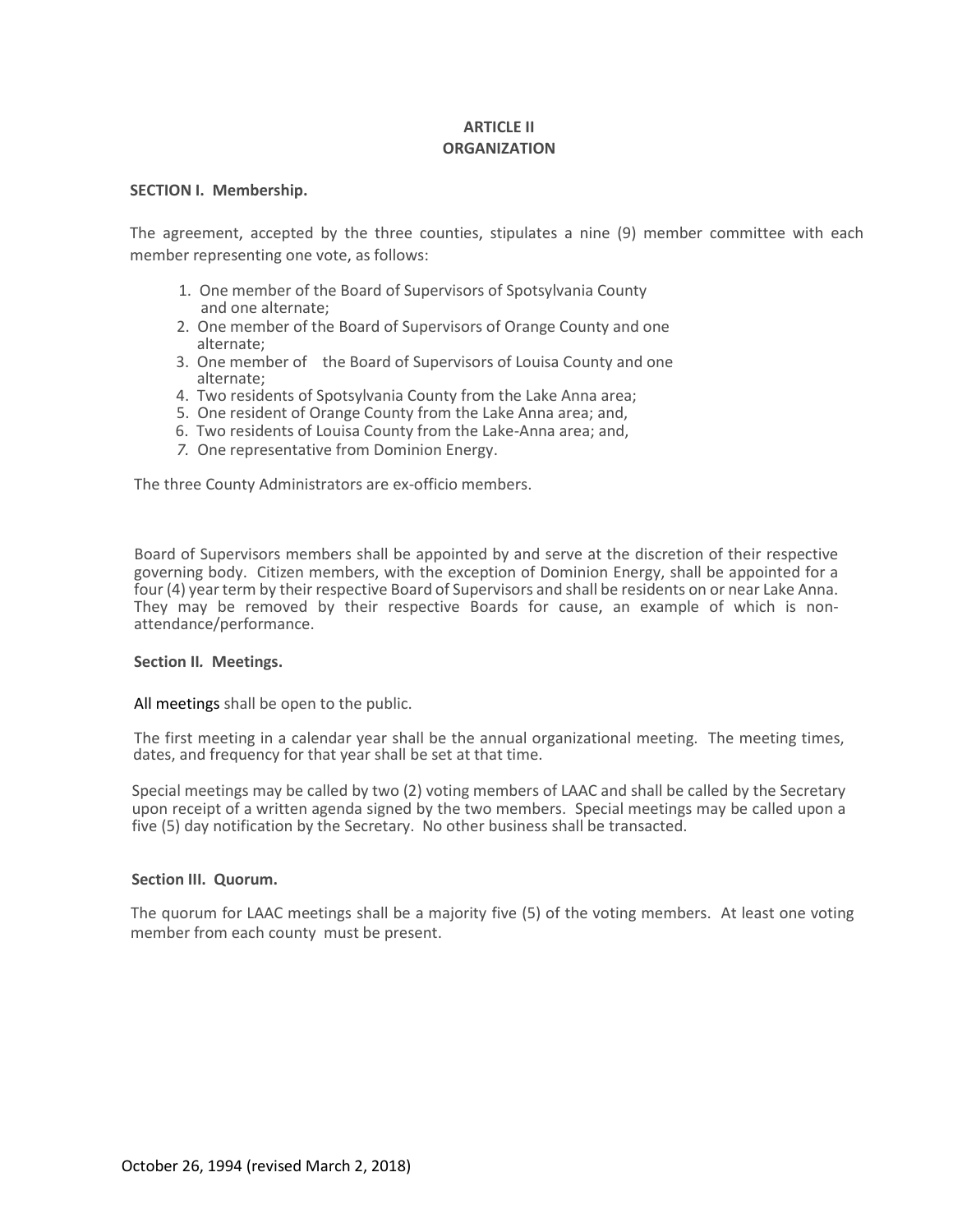## ARTICLE II
## ORGANIZATION

**SECTION I. Membership.**

The agreement, accepted by the three counties, stipulates a nine (9) member committee with each member representing one vote, as follows:

1. One member of the Board of Supervisors of Spotsylvania County and one alternate;
2. One member of the Board of Supervisors of Orange County and one alternate;
3. One member of the Board of Supervisors of Louisa County and one alternate;
4. Two residents of Spotsylvania County from the Lake Anna area;
5. One resident of Orange County from the Lake Anna area; and,
6. Two residents of Louisa County from the Lake-Anna area; and,
7. One representative from Dominion Energy.

The three County Administrators are ex-officio members.

Board of Supervisors members shall be appointed by and serve at the discretion of their respective governing body. Citizen members, with the exception of Dominion Energy, shall be appointed for a four (4) year term by their respective Board of Supervisors and shall be residents on or near Lake Anna. They may be removed by their respective Boards for cause, an example of which is non-attendance/performance.

**Section II. Meetings.**

All meetings shall be open to the public.

The first meeting in a calendar year shall be the annual organizational meeting. The meeting times, dates, and frequency for that year shall be set at that time.

Special meetings may be called by two (2) voting members of LAAC and shall be called by the Secretary upon receipt of a written agenda signed by the two members. Special meetings may be called upon a five (5) day notification by the Secretary. No other business shall be transacted.

**Section III. Quorum.**

The quorum for LAAC meetings shall be a majority five (5) of the voting members. At least one voting member from each county must be present.

October 26, 1994 (revised March 2, 2018)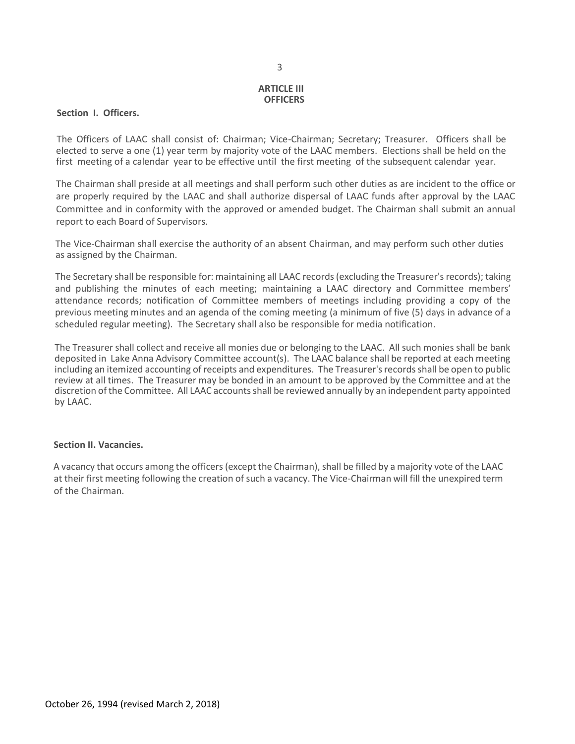## ARTICLE III
## OFFICERS

**Section I. Officers.**

The Officers of LAAC shall consist of: Chairman; Vice-Chairman; Secretary; Treasurer. Officers shall be elected to serve a one (1) year term by majority vote of the LAAC members. Elections shall be held on the first meeting of a calendar year to be effective until the first meeting of the subsequent calendar year.

The Chairman shall preside at all meetings and shall perform such other duties as are incident to the office or are properly required by the LAAC and shall authorize dispersal of LAAC funds after approval by the LAAC Committee and in conformity with the approved or amended budget. The Chairman shall submit an annual report to each Board of Supervisors.

The Vice-Chairman shall exercise the authority of an absent Chairman, and may perform such other duties as assigned by the Chairman.

The Secretary shall be responsible for: maintaining all LAAC records (excluding the Treasurer's records); taking and publishing the minutes of each meeting; maintaining a LAAC directory and Committee members' attendance records; notification of Committee members of meetings including providing a copy of the previous meeting minutes and an agenda of the coming meeting (a minimum of five (5) days in advance of a scheduled regular meeting). The Secretary shall also be responsible for media notification.

The Treasurer shall collect and receive all monies due or belonging to the LAAC. All such monies shall be bank deposited in Lake Anna Advisory Committee account(s). The LAAC balance shall be reported at each meeting including an itemized accounting of receipts and expenditures. The Treasurer's records shall be open to public review at all times. The Treasurer may be bonded in an amount to be approved by the Committee and at the discretion of the Committee. All LAAC accounts shall be reviewed annually by an independent party appointed by LAAC.

**Section II. Vacancies.**

A vacancy that occurs among the officers (except the Chairman), shall be filled by a majority vote of the LAAC at their first meeting following the creation of such a vacancy. The Vice-Chairman will fill the unexpired term of the Chairman.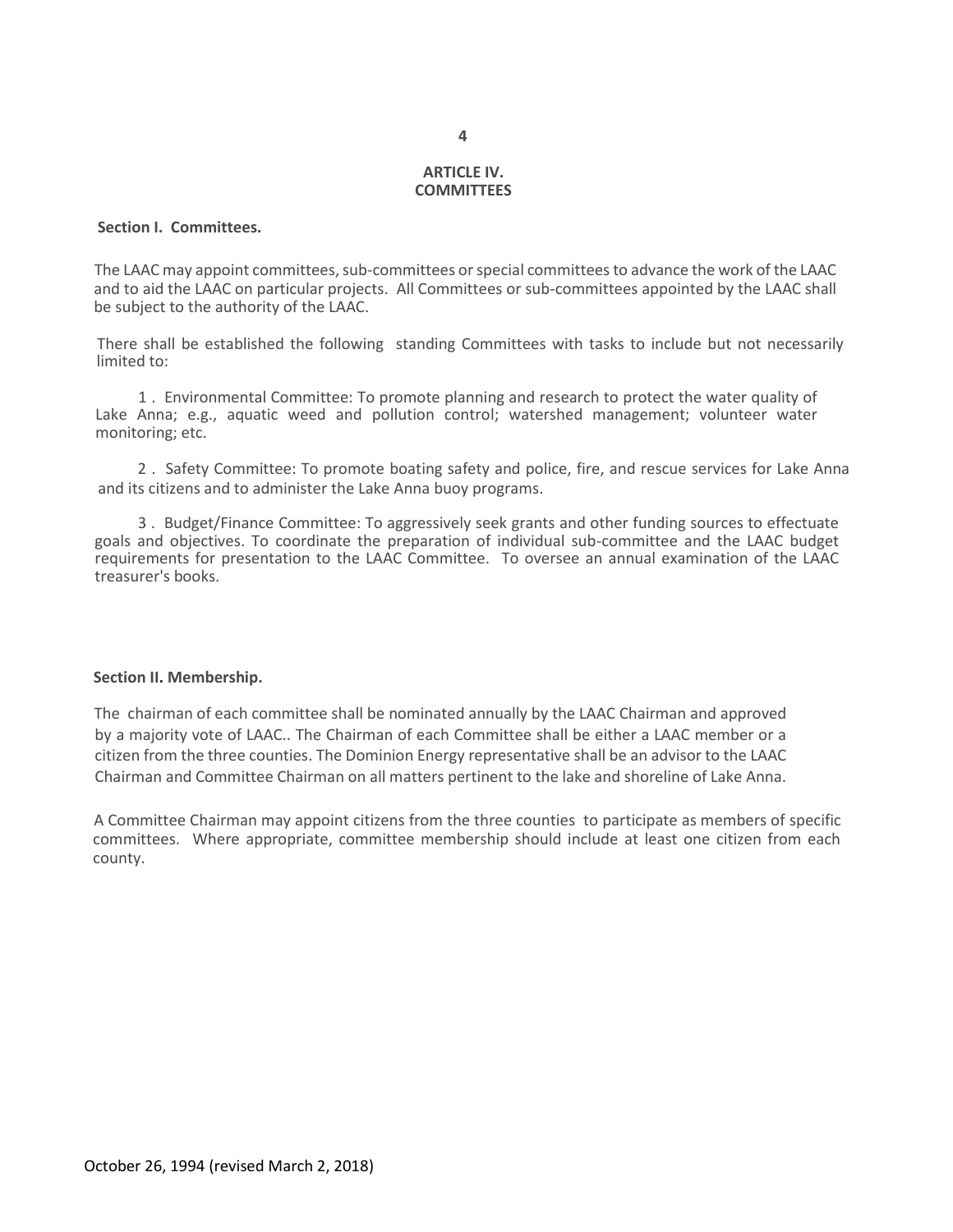## ARTICLE IV.
## COMMITTEES

**Section I. Committees.**

The LAAC may appoint committees, sub-committees or special committees to advance the work of the LAAC and to aid the LAAC on particular projects. All Committees or sub-committees appointed by the LAAC shall be subject to the authority of the LAAC.

There shall be established the following standing Committees with tasks to include but not necessarily limited to:

1 . Environmental Committee: To promote planning and research to protect the water quality of Lake Anna; e.g., aquatic weed and pollution control; watershed management; volunteer water monitoring; etc.

2 . Safety Committee: To promote boating safety and police, fire, and rescue services for Lake Anna and its citizens and to administer the Lake Anna buoy programs.

3 . Budget/Finance Committee: To aggressively seek grants and other funding sources to effectuate goals and objectives. To coordinate the preparation of individual sub-committee and the LAAC budget requirements for presentation to the LAAC Committee. To oversee an annual examination of the LAAC treasurer's books.

**Section II. Membership.**

The chairman of each committee shall be nominated annually by the LAAC Chairman and approved by a majority vote of LAAC.. The Chairman of each Committee shall be either a LAAC member or a citizen from the three counties. The Dominion Energy representative shall be an advisor to the LAAC Chairman and Committee Chairman on all matters pertinent to the lake and shoreline of Lake Anna.

A Committee Chairman may appoint citizens from the three counties to participate as members of specific committees. Where appropriate, committee membership should include at least one citizen from each county.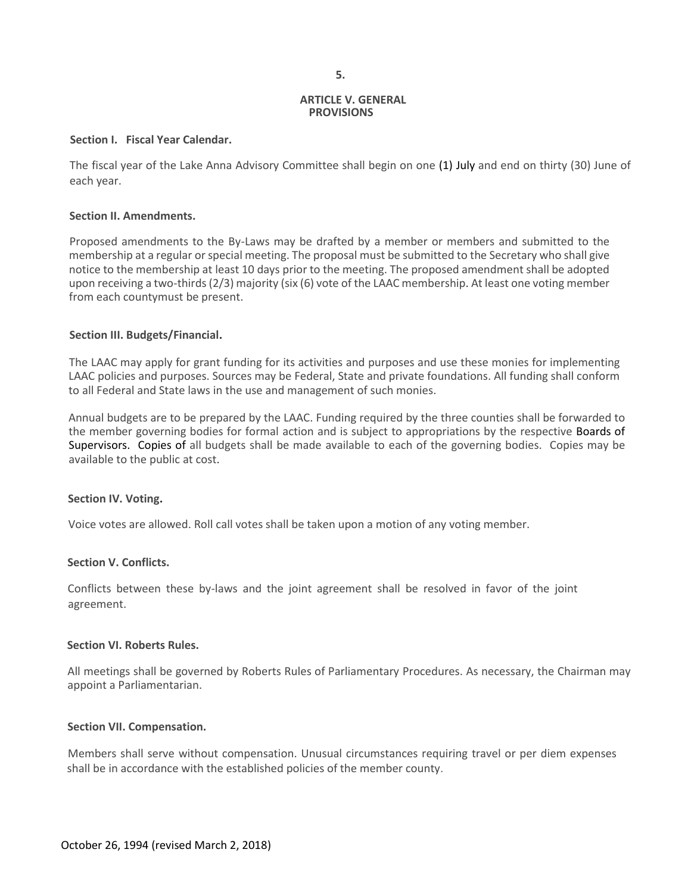## ARTICLE V. GENERAL PROVISIONS

**Section I. Fiscal Year Calendar.**

The fiscal year of the Lake Anna Advisory Committee shall begin on one (1) July and end on thirty (30) June of each year.

**Section II. Amendments.**

Proposed amendments to the By-Laws may be drafted by a member or members and submitted to the membership at a regular or special meeting. The proposal must be submitted to the Secretary who shall give notice to the membership at least 10 days prior to the meeting. The proposed amendment shall be adopted upon receiving a two-thirds (2/3) majority (six (6) vote of the LAAC membership. At least one voting member from each countymust be present.

**Section III. Budgets/Financial.**

The LAAC may apply for grant funding for its activities and purposes and use these monies for implementing LAAC policies and purposes. Sources may be Federal, State and private foundations. All funding shall conform to all Federal and State laws in the use and management of such monies.

Annual budgets are to be prepared by the LAAC. Funding required by the three counties shall be forwarded to the member governing bodies for formal action and is subject to appropriations by the respective Boards of Supervisors. Copies of all budgets shall be made available to each of the governing bodies. Copies may be available to the public at cost.

**Section IV. Voting.**

Voice votes are allowed. Roll call votes shall be taken upon a motion of any voting member.

**Section V. Conflicts.**

Conflicts between these by-laws and the joint agreement shall be resolved in favor of the joint agreement.

**Section VI. Roberts Rules.**

All meetings shall be governed by Roberts Rules of Parliamentary Procedures. As necessary, the Chairman may appoint a Parliamentarian.

**Section VII. Compensation.**

Members shall serve without compensation. Unusual circumstances requiring travel or per diem expenses shall be in accordance with the established policies of the member county.

October 26, 1994 (revised March 2, 2018)